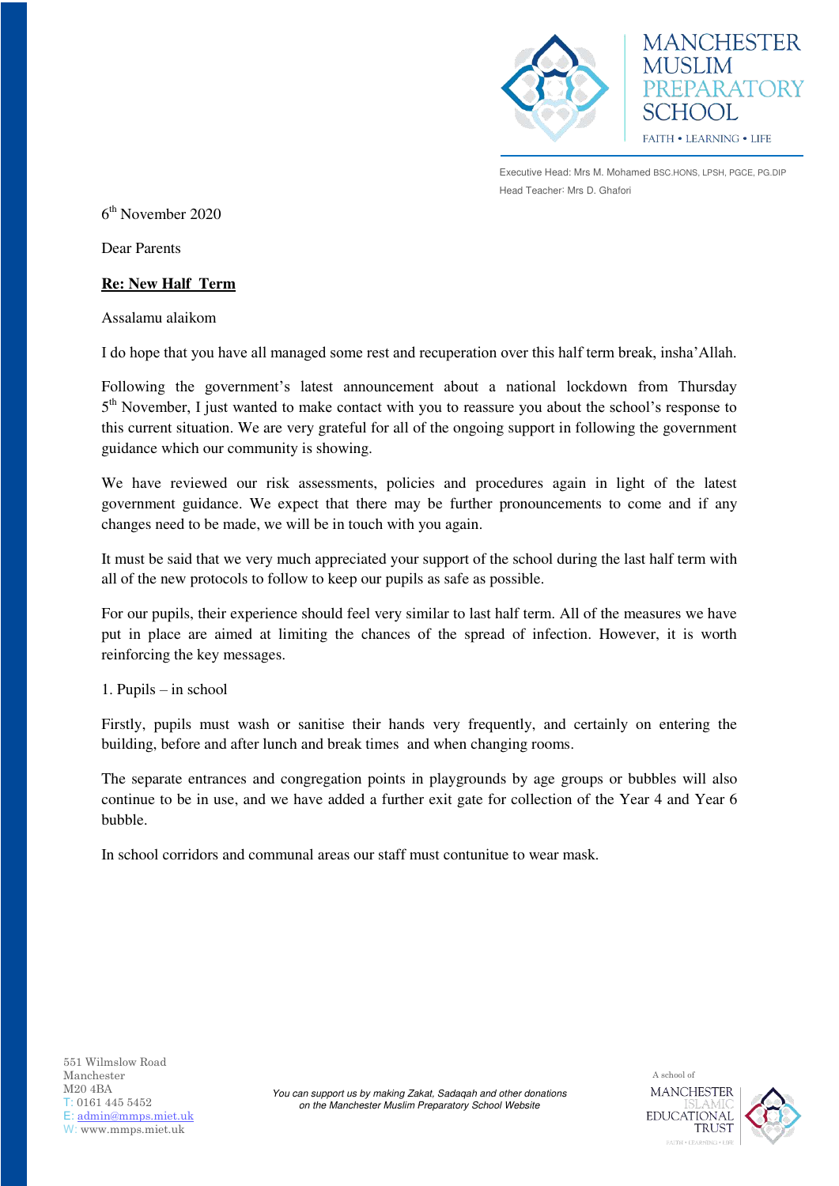MANCHESTER MUSLIM PREPARATORY SCHOOL

FAITH • LEARNING • LIFE

Executive Head: Mrs M. Mohamed BSC.HONS, LPSH, PGCE, PG.DIP
Head Teacher: Mrs D. Ghafori

6th November 2020

Dear Parents

**Re: New Half Term**

Assalamu alaikom

I do hope that you have all managed some rest and recuperation over this half term break, insha'Allah.

Following the government's latest announcement about a national lockdown from Thursday 5th November, I just wanted to make contact with you to reassure you about the school's response to this current situation. We are very grateful for all of the ongoing support in following the government guidance which our community is showing.

We have reviewed our risk assessments, policies and procedures again in light of the latest government guidance. We expect that there may be further pronouncements to come and if any changes need to be made, we will be in touch with you again.

It must be said that we very much appreciated your support of the school during the last half term with all of the new protocols to follow to keep our pupils as safe as possible.

For our pupils, their experience should feel very similar to last half term. All of the measures we have put in place are aimed at limiting the chances of the spread of infection. However, it is worth reinforcing the key messages.

1. Pupils – in school

Firstly, pupils must wash or sanitise their hands very frequently, and certainly on entering the building, before and after lunch and break times and when changing rooms.

The separate entrances and congregation points in playgrounds by age groups or bubbles will also continue to be in use, and we have added a further exit gate for collection of the Year 4 and Year 6 bubble.

In school corridors and communal areas our staff must contunitue to wear mask.

551 Wilmslow Road
Manchester
M20 4BA
T: 0161 445 5452
E: admin@mmps.miet.uk
W: www.mmps.miet.uk

*You can support us by making Zakat, Sadaqah and other donations on the Manchester Muslim Preparatory School Website*

A school of MANCHESTER ISLAMIC EDUCATIONAL TRUST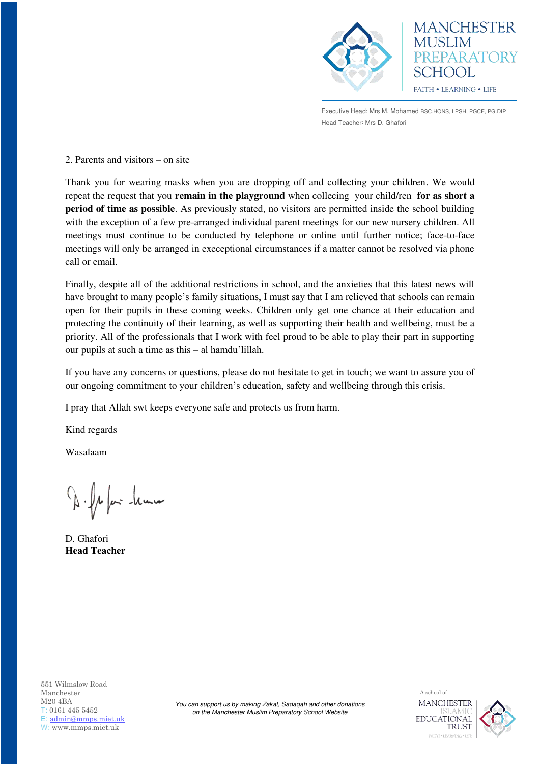MANCHESTER MUSLIM PREPARATORY SCHOOL

FAITH • LEARNING • LIFE

Executive Head: Mrs M. Mohamed BSC.HONS, LPSH, PGCE, PG.DIP
Head Teacher: Mrs D. Ghafori

2. Parents and visitors – on site

Thank you for wearing masks when you are dropping off and collecting your children. We would repeat the request that you **remain in the playground** when collecing your child/ren **for as short a period of time as possible**. As previously stated, no visitors are permitted inside the school building with the exception of a few pre-arranged individual parent meetings for our new nursery children. All meetings must continue to be conducted by telephone or online until further notice; face-to-face meetings will only be arranged in execeptional circumstances if a matter cannot be resolved via phone call or email.

Finally, despite all of the additional restrictions in school, and the anxieties that this latest news will have brought to many people's family situations, I must say that I am relieved that schools can remain open for their pupils in these coming weeks. Children only get one chance at their education and protecting the continuity of their learning, as well as supporting their health and wellbeing, must be a priority. All of the professionals that I work with feel proud to be able to play their part in supporting our pupils at such a time as this – al hamdu'lillah.

If you have any concerns or questions, please do not hesitate to get in touch; we want to assure you of our ongoing commitment to your children's education, safety and wellbeing through this crisis.

I pray that Allah swt keeps everyone safe and protects us from harm.

Kind regards

Wasalaam

D. Ghafori
**Head Teacher**

551 Wilmslow Road
Manchester
M20 4BA
T: 0161 445 5452
E: admin@mmps.miet.uk
W: www.mmps.miet.uk

*You can support us by making Zakat, Sadaqah and other donations on the Manchester Muslim Preparatory School Website*

A school of MANCHESTER ISLAMIC EDUCATIONAL TRUST